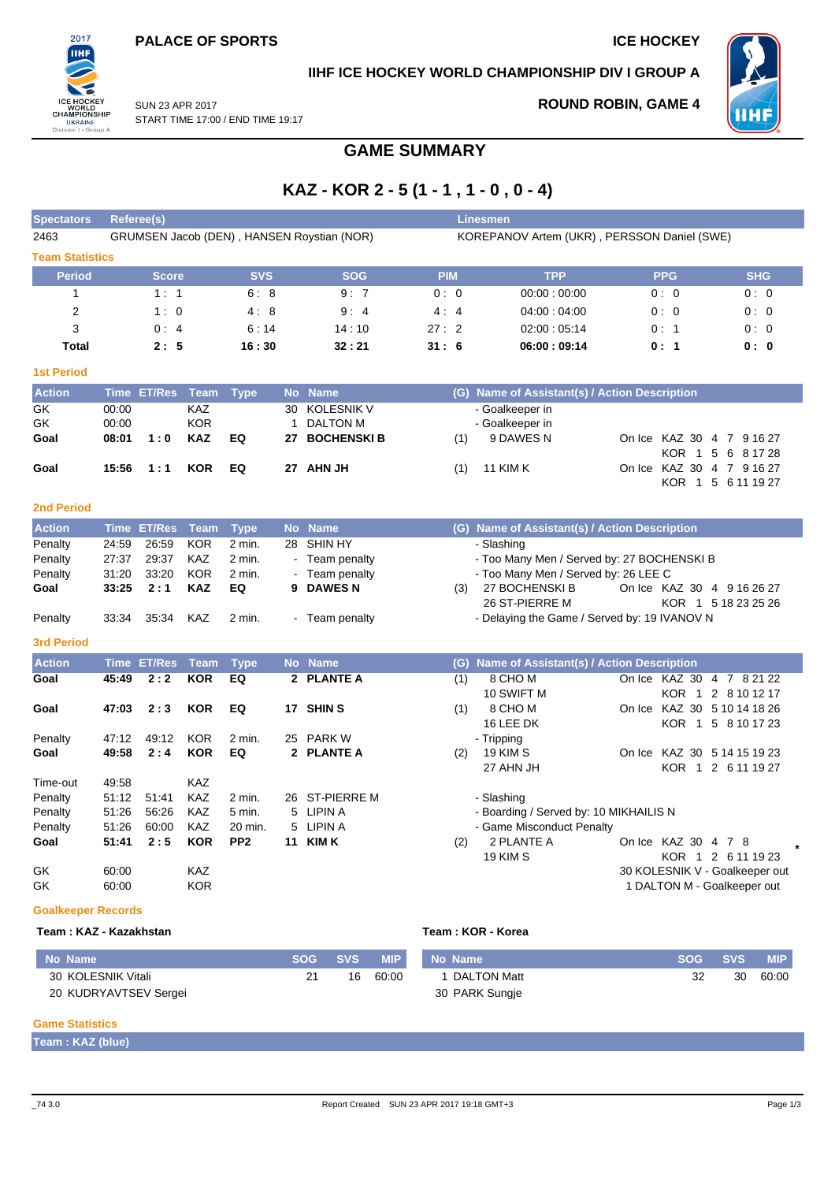PALACE OF SPORTS

ICE HOCKEY

IIHF ICE HOCKEY WORLD CHAMPIONSHIP DIV I GROUP A

SUN 23 APR 2017
START TIME 17:00 / END TIME 19:17

ROUND ROBIN, GAME 4

# GAME SUMMARY

## KAZ - KOR 2 - 5 (1 - 1 , 1 - 0 , 0 - 4)

| Spectators | Referee(s) | Linesmen |
|---|---|---|
| 2463 | GRUMSEN Jacob (DEN) , HANSEN Roystian (NOR) | KOREPANOV Artem (UKR) , PERSSON Daniel (SWE) |

### Team Statistics

| Period | Score | SVS | SOG | PIM | TPP | PPG | SHG |
|---|---|---|---|---|---|---|---|
| 1 | 1 : 1 | 6 : 8 | 9 : 7 | 0 : 0 | 00:00 : 00:00 | 0 : 0 | 0 : 0 |
| 2 | 1 : 0 | 4 : 8 | 9 : 4 | 4 : 4 | 04:00 : 04:00 | 0 : 0 | 0 : 0 |
| 3 | 0 : 4 | 6 : 14 | 14 : 10 | 27 : 2 | 02:00 : 05:14 | 0 : 1 | 0 : 0 |
| **Total** | **2 : 5** | **16 : 30** | **32 : 21** | **31 : 6** | **06:00 : 09:14** | **0 : 1** | **0 : 0** |

### 1st Period

| Action | Time | ET/Res | Team | Type | No | Name | (G) | Name of Assistant(s) / Action Description | On Ice |
|---|---|---|---|---|---|---|---|---|---|
| GK | 00:00 | | KAZ | | 30 | KOLESNIK V | | - Goalkeeper in | |
| GK | 00:00 | | KOR | | 1 | DALTON M | | - Goalkeeper in | |
| **Goal** | **08:01** | **1 : 0** | **KAZ** | **EQ** | **27** | **BOCHENSKI B** | (1) | 9 DAWES N | On Ice KAZ 30 4 7 9 16 27 / KOR 1 5 6 8 17 28 |
| **Goal** | **15:56** | **1 : 1** | **KOR** | **EQ** | **27** | **AHN JH** | (1) | 11 KIM K | On Ice KAZ 30 4 7 9 16 27 / KOR 1 5 6 11 19 27 |

### 2nd Period

| Action | Time | ET/Res | Team | Type | No | Name | (G) | Name of Assistant(s) / Action Description | On Ice |
|---|---|---|---|---|---|---|---|---|---|
| Penalty | 24:59 | 26:59 | KOR | 2 min. | 28 | SHIN HY | | - Slashing | |
| Penalty | 27:37 | 29:37 | KAZ | 2 min. | - | Team penalty | | - Too Many Men / Served by: 27 BOCHENSKI B | |
| Penalty | 31:20 | 33:20 | KOR | 2 min. | - | Team penalty | | - Too Many Men / Served by: 26 LEE C | |
| **Goal** | **33:25** | **2 : 1** | **KAZ** | **EQ** | **9** | **DAWES N** | (3) | 27 BOCHENSKI B, 26 ST-PIERRE M | On Ice KAZ 30 4 9 16 26 27 / KOR 1 5 18 23 25 26 |
| Penalty | 33:34 | 35:34 | KAZ | 2 min. | - | Team penalty | | - Delaying the Game / Served by: 19 IVANOV N | |

### 3rd Period

| Action | Time | ET/Res | Team | Type | No | Name | (G) | Name of Assistant(s) / Action Description | On Ice |
|---|---|---|---|---|---|---|---|---|---|
| **Goal** | **45:49** | **2 : 2** | **KOR** | **EQ** | **2** | **PLANTE A** | (1) | 8 CHO M, 10 SWIFT M | On Ice KAZ 30 4 7 8 21 22 / KOR 1 2 8 10 12 17 |
| **Goal** | **47:03** | **2 : 3** | **KOR** | **EQ** | **17** | **SHIN S** | (1) | 8 CHO M, 16 LEE DK | On Ice KAZ 30 5 10 14 18 26 / KOR 1 5 8 10 17 23 |
| Penalty | 47:12 | 49:12 | KOR | 2 min. | 25 | PARK W | | - Tripping | |
| **Goal** | **49:58** | **2 : 4** | **KOR** | **EQ** | **2** | **PLANTE A** | (2) | 19 KIM S, 27 AHN JH | On Ice KAZ 30 5 14 15 19 23 / KOR 1 2 6 11 19 27 |
| Time-out | 49:58 | | KAZ | | | | | | |
| Penalty | 51:12 | 51:41 | KAZ | 2 min. | 26 | ST-PIERRE M | | - Slashing | |
| Penalty | 51:26 | 56:26 | KAZ | 5 min. | 5 | LIPIN A | | - Boarding / Served by: 10 MIKHAILIS N | |
| Penalty | 51:26 | 60:00 | KAZ | 20 min. | 5 | LIPIN A | | - Game Misconduct Penalty | |
| **Goal** | **51:41** | **2 : 5** | **KOR** | **PP2** | **11** | **KIM K** | (2) | 2 PLANTE A, 19 KIM S | On Ice KAZ 30 4 7 8 * / KOR 1 2 6 11 19 23 |
| GK | 60:00 | | KAZ | | | | | | 30 KOLESNIK V - Goalkeeper out |
| GK | 60:00 | | KOR | | | | | | 1 DALTON M - Goalkeeper out |

### Goalkeeper Records

**Team : KAZ - Kazakhstan**

| No Name | SOG | SVS | MIP |
|---|---|---|---|
| 30 KOLESNIK Vitali | 21 | 16 | 60:00 |
| 20 KUDRYAVTSEV Sergei | | | |

**Team : KOR - Korea**

| No Name | SOG | SVS | MIP |
|---|---|---|---|
| 1 DALTON Matt | 32 | 30 | 60:00 |
| 30 PARK Sungje | | | |

### Game Statistics

**Team : KAZ (blue)**

_74 3.0 — Report Created SUN 23 APR 2017 19:18 GMT+3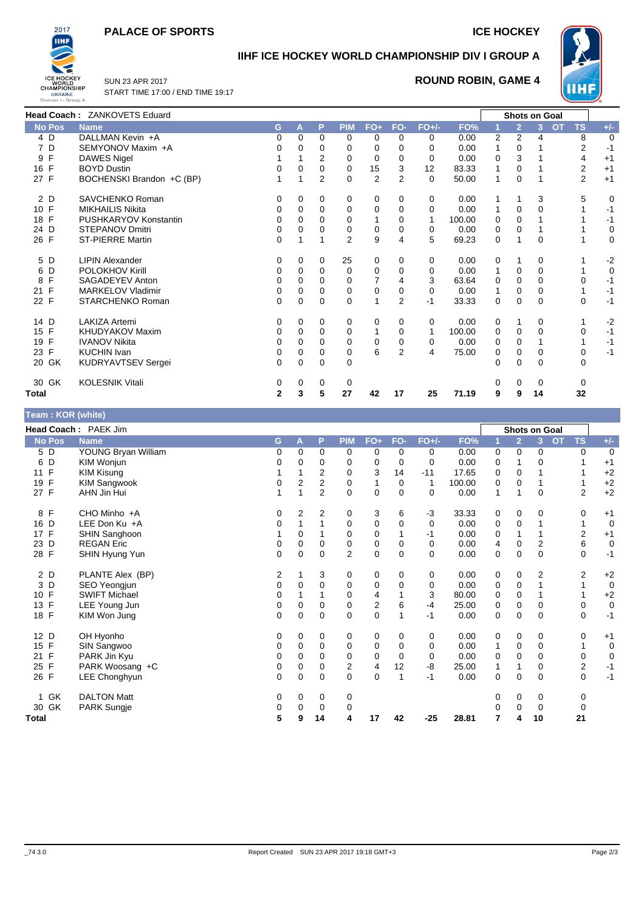**PALACE OF SPORTS** — **ICE HOCKEY**

## IIHF ICE HOCKEY WORLD CHAMPIONSHIP DIV I GROUP A

SUN 23 APR 2017
START TIME 17:00 / END TIME 19:17

**ROUND ROBIN, GAME 4**

**Head Coach :** ZANKOVETS Eduard

| No | Pos | Name | G | A | P | PIM | FO+ | FO- | FO+/- | FO% | 1 | 2 | 3 | OT | TS | +/- |
|---|---|---|---|---|---|---|---|---|---|---|---|---|---|---|---|---|
| 4 | D | DALLMAN Kevin +A | 0 | 0 | 0 | 0 | 0 | 0 | 0 | 0.00 | 2 | 2 | 4 | | 8 | 0 |
| 7 | D | SEMYONOV Maxim +A | 0 | 0 | 0 | 0 | 0 | 0 | 0 | 0.00 | 1 | 0 | 1 | | 2 | -1 |
| 9 | F | DAWES Nigel | 1 | 1 | 2 | 0 | 0 | 0 | 0 | 0.00 | 0 | 3 | 1 | | 4 | +1 |
| 16 | F | BOYD Dustin | 0 | 0 | 0 | 0 | 15 | 3 | 12 | 83.33 | 1 | 0 | 1 | | 2 | +1 |
| 27 | F | BOCHENSKI Brandon +C (BP) | 1 | 1 | 2 | 0 | 2 | 2 | 0 | 50.00 | 1 | 0 | 1 | | 2 | +1 |
| 2 | D | SAVCHENKO Roman | 0 | 0 | 0 | 0 | 0 | 0 | 0 | 0.00 | 1 | 1 | 3 | | 5 | 0 |
| 10 | F | MIKHAILIS Nikita | 0 | 0 | 0 | 0 | 0 | 0 | 0 | 0.00 | 1 | 0 | 0 | | 1 | -1 |
| 18 | F | PUSHKARYOV Konstantin | 0 | 0 | 0 | 0 | 1 | 0 | 1 | 100.00 | 0 | 0 | 1 | | 1 | -1 |
| 24 | D | STEPANOV Dmitri | 0 | 0 | 0 | 0 | 0 | 0 | 0 | 0.00 | 0 | 0 | 1 | | 1 | 0 |
| 26 | F | ST-PIERRE Martin | 0 | 1 | 1 | 2 | 9 | 4 | 5 | 69.23 | 0 | 1 | 0 | | 1 | 0 |
| 5 | D | LIPIN Alexander | 0 | 0 | 0 | 25 | 0 | 0 | 0 | 0.00 | 0 | 1 | 0 | | 1 | -2 |
| 6 | D | POLOKHOV Kirill | 0 | 0 | 0 | 0 | 0 | 0 | 0 | 0.00 | 1 | 0 | 0 | | 1 | 0 |
| 8 | F | SAGADEYEV Anton | 0 | 0 | 0 | 0 | 7 | 4 | 3 | 63.64 | 0 | 0 | 0 | | 0 | -1 |
| 21 | F | MARKELOV Vladimir | 0 | 0 | 0 | 0 | 0 | 0 | 0 | 0.00 | 1 | 0 | 0 | | 1 | -1 |
| 22 | F | STARCHENKO Roman | 0 | 0 | 0 | 0 | 1 | 2 | -1 | 33.33 | 0 | 0 | 0 | | 0 | -1 |
| 14 | D | LAKIZA Artemi | 0 | 0 | 0 | 0 | 0 | 0 | 0 | 0.00 | 0 | 1 | 0 | | 1 | -2 |
| 15 | F | KHUDYAKOV Maxim | 0 | 0 | 0 | 0 | 1 | 0 | 1 | 100.00 | 0 | 0 | 0 | | 0 | -1 |
| 19 | F | IVANOV Nikita | 0 | 0 | 0 | 0 | 0 | 0 | 0 | 0.00 | 0 | 0 | 1 | | 1 | -1 |
| 23 | F | KUCHIN Ivan | 0 | 0 | 0 | 0 | 6 | 2 | 4 | 75.00 | 0 | 0 | 0 | | 0 | -1 |
| 20 | GK | KUDRYAVTSEV Sergei | 0 | 0 | 0 | 0 | | | | | 0 | 0 | 0 | | 0 | |
| 30 | GK | KOLESNIK Vitali | 0 | 0 | 0 | 0 | | | | | 0 | 0 | 0 | | 0 | |
| **Total** | | | **2** | **3** | **5** | **27** | **42** | **17** | **25** | **71.19** | **9** | **9** | **14** | | **32** | |

**Team : KOR (white)**

**Head Coach :** PAEK Jim

| No | Pos | Name | G | A | P | PIM | FO+ | FO- | FO+/- | FO% | 1 | 2 | 3 | OT | TS | +/- |
|---|---|---|---|---|---|---|---|---|---|---|---|---|---|---|---|---|
| 5 | D | YOUNG Bryan William | 0 | 0 | 0 | 0 | 0 | 0 | 0 | 0.00 | 0 | 0 | 0 | | 0 | 0 |
| 6 | D | KIM Wonjun | 0 | 0 | 0 | 0 | 0 | 0 | 0 | 0.00 | 0 | 1 | 0 | | 1 | +1 |
| 11 | F | KIM Kisung | 1 | 1 | 2 | 0 | 3 | 14 | -11 | 17.65 | 0 | 0 | 1 | | 1 | +2 |
| 19 | F | KIM Sangwook | 0 | 2 | 2 | 0 | 1 | 0 | 1 | 100.00 | 0 | 0 | 1 | | 1 | +2 |
| 27 | F | AHN Jin Hui | 1 | 1 | 2 | 0 | 0 | 0 | 0 | 0.00 | 1 | 1 | 0 | | 2 | +2 |
| 8 | F | CHO Minho +A | 0 | 2 | 2 | 0 | 3 | 6 | -3 | 33.33 | 0 | 0 | 0 | | 0 | +1 |
| 16 | D | LEE Don Ku +A | 0 | 1 | 1 | 0 | 0 | 0 | 0 | 0.00 | 0 | 0 | 1 | | 1 | 0 |
| 17 | F | SHIN Sanghoon | 1 | 0 | 1 | 0 | 0 | 1 | -1 | 0.00 | 0 | 1 | 1 | | 2 | +1 |
| 23 | D | REGAN Eric | 0 | 0 | 0 | 0 | 0 | 0 | 0 | 0.00 | 4 | 0 | 2 | | 6 | 0 |
| 28 | F | SHIN Hyung Yun | 0 | 0 | 0 | 2 | 0 | 0 | 0 | 0.00 | 0 | 0 | 0 | | 0 | -1 |
| 2 | D | PLANTE Alex (BP) | 2 | 1 | 3 | 0 | 0 | 0 | 0 | 0.00 | 0 | 0 | 2 | | 2 | +2 |
| 3 | D | SEO Yeongjun | 0 | 0 | 0 | 0 | 0 | 0 | 0 | 0.00 | 0 | 0 | 1 | | 1 | 0 |
| 10 | F | SWIFT Michael | 0 | 1 | 1 | 0 | 4 | 1 | 3 | 80.00 | 0 | 0 | 1 | | 1 | +2 |
| 13 | F | LEE Young Jun | 0 | 0 | 0 | 0 | 2 | 6 | -4 | 25.00 | 0 | 0 | 0 | | 0 | 0 |
| 18 | F | KIM Won Jung | 0 | 0 | 0 | 0 | 0 | 1 | -1 | 0.00 | 0 | 0 | 0 | | 0 | -1 |
| 12 | D | OH Hyonho | 0 | 0 | 0 | 0 | 0 | 0 | 0 | 0.00 | 0 | 0 | 0 | | 0 | +1 |
| 15 | F | SIN Sangwoo | 0 | 0 | 0 | 0 | 0 | 0 | 0 | 0.00 | 1 | 0 | 0 | | 1 | 0 |
| 21 | F | PARK Jin Kyu | 0 | 0 | 0 | 0 | 0 | 0 | 0 | 0.00 | 0 | 0 | 0 | | 0 | 0 |
| 25 | F | PARK Woosang +C | 0 | 0 | 0 | 2 | 4 | 12 | -8 | 25.00 | 1 | 1 | 0 | | 2 | -1 |
| 26 | F | LEE Chonghyun | 0 | 0 | 0 | 0 | 0 | 1 | -1 | 0.00 | 0 | 0 | 0 | | 0 | -1 |
| 1 | GK | DALTON Matt | 0 | 0 | 0 | 0 | | | | | 0 | 0 | 0 | | 0 | |
| 30 | GK | PARK Sungje | 0 | 0 | 0 | 0 | | | | | 0 | 0 | 0 | | 0 | |
| **Total** | | | **5** | **9** | **14** | **4** | **17** | **42** | **-25** | **28.81** | **7** | **4** | **10** | | **21** | |

_74 3.0 Report Created SUN 23 APR 2017 19:18 GMT+3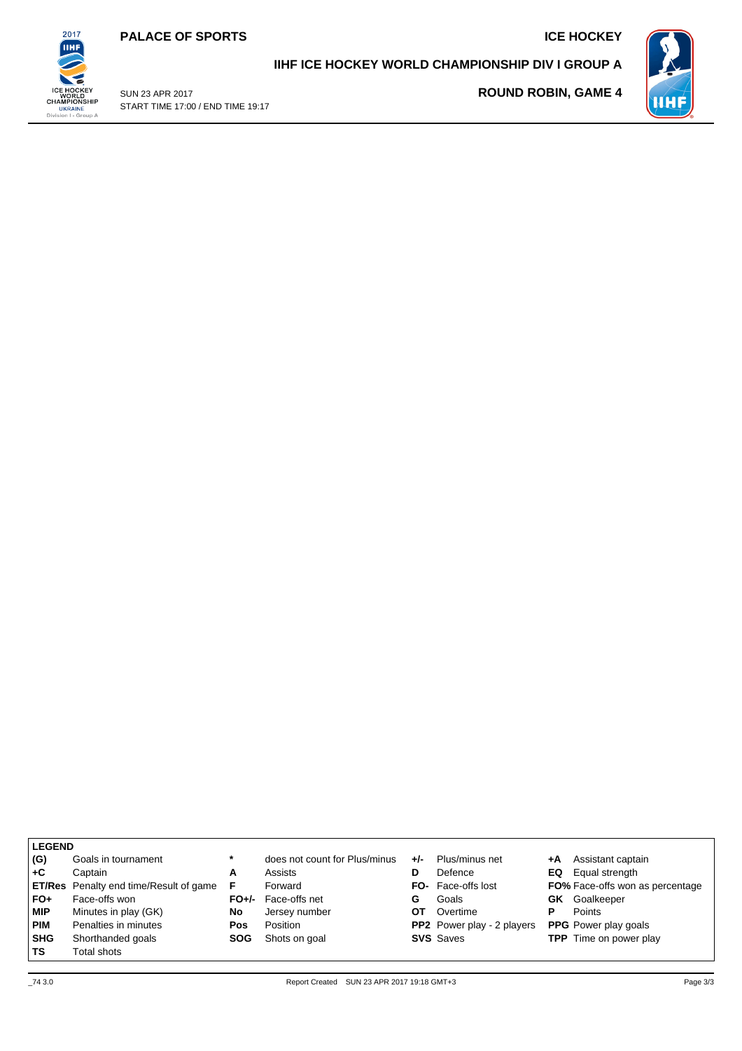**PALACE OF SPORTS** **ICE HOCKEY**

**IIHF ICE HOCKEY WORLD CHAMPIONSHIP DIV I GROUP A**

SUN 23 APR 2017
START TIME 17:00 / END TIME 19:17

**ROUND ROBIN, GAME 4**

| LEGEND | | | | | | | |
|---|---|---|---|---|---|---|---|
| **(G)** | Goals in tournament | * | does not count for Plus/minus | **+/-** | Plus/minus net | **+A** | Assistant captain |
| **+C** | Captain | **A** | Assists | **D** | Defence | **EQ** | Equal strength |
| **ET/Res** | Penalty end time/Result of game | **F** | Forward | **FO-** | Face-offs lost | **FO%** | Face-offs won as percentage |
| **FO+** | Face-offs won | **FO+/-** | Face-offs net | **G** | Goals | **GK** | Goalkeeper |
| **MIP** | Minutes in play (GK) | **No** | Jersey number | **OT** | Overtime | **P** | Points |
| **PIM** | Penalties in minutes | **Pos** | Position | **PP2** | Power play - 2 players | **PPG** | Power play goals |
| **SHG** | Shorthanded goals | **SOG** | Shots on goal | **SVS** | Saves | **TPP** | Time on power play |
| **TS** | Total shots | | | | | | |

_74 3.0 Report Created SUN 23 APR 2017 19:18 GMT+3